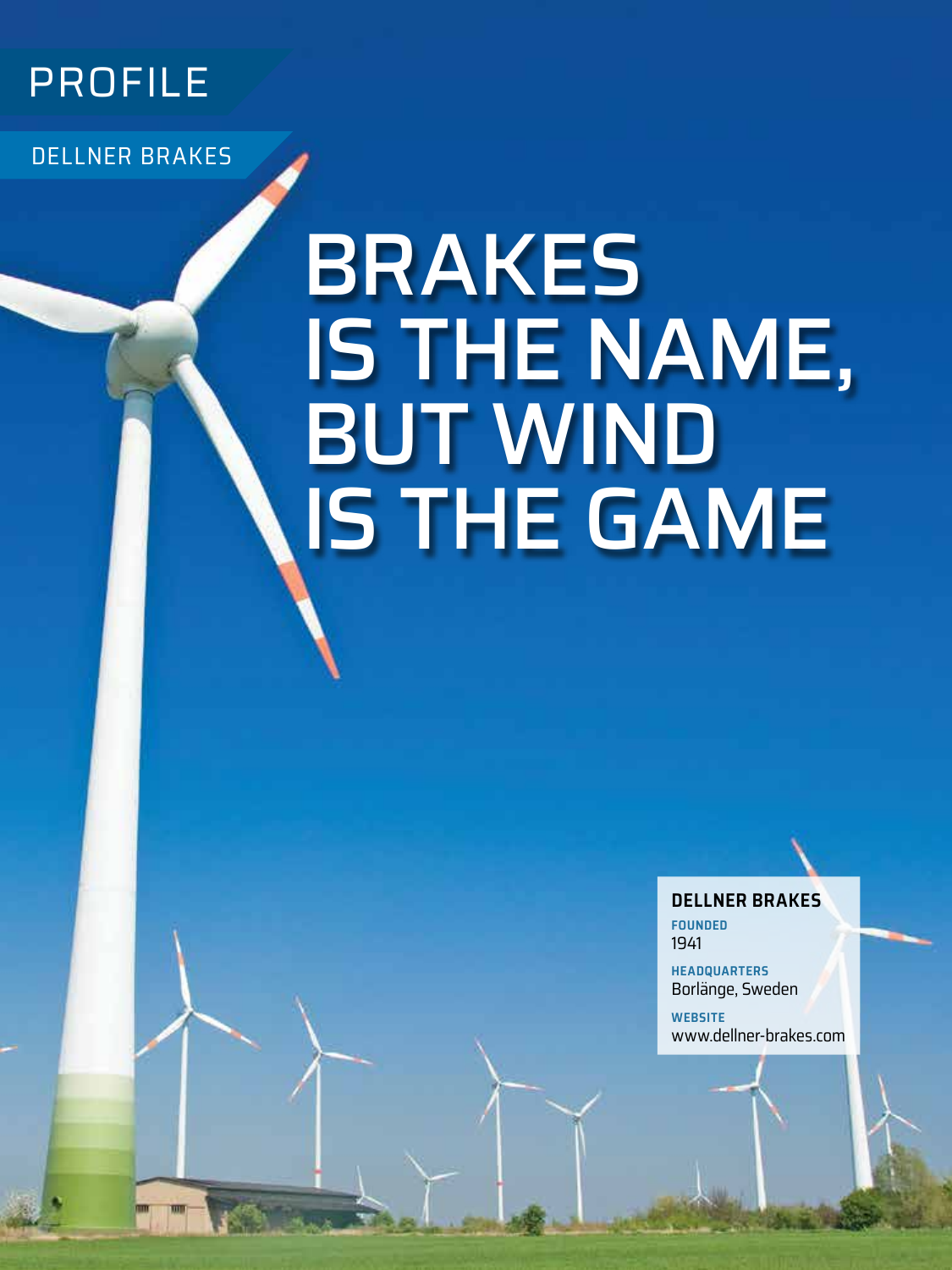PROFILE

DELLNER BRAKES

# BRAKES IS THE NAME, BUT WIND IS THE GAME

**DELLNER BRAKES**

**FOUNDED**
1941

**HEADQUARTERS**
Borlänge, Sweden

**WEBSITE**
www.dellner-brakes.com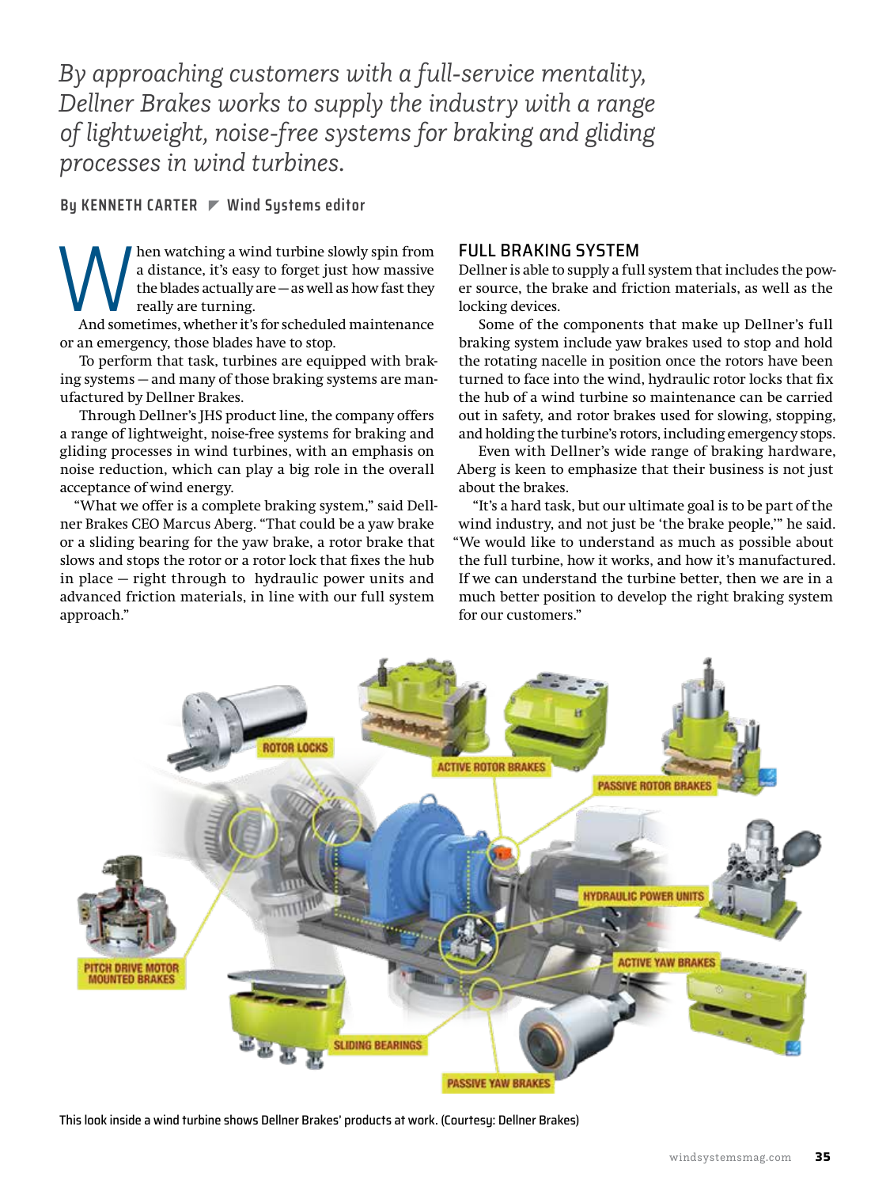*By approaching customers with a full-service mentality, Dellner Brakes works to supply the industry with a range of lightweight, noise-free systems for braking and gliding processes in wind turbines.*

**By KENNETH CARTER ◤ Wind Systems editor**

When watching a wind turbine slowly spin from a distance, it's easy to forget just how massive the blades actually are — as well as how fast they really are turning.

And sometimes, whether it's for scheduled maintenance or an emergency, those blades have to stop.

To perform that task, turbines are equipped with braking systems — and many of those braking systems are manufactured by Dellner Brakes.

Through Dellner's JHS product line, the company offers a range of lightweight, noise-free systems for braking and gliding processes in wind turbines, with an emphasis on noise reduction, which can play a big role in the overall acceptance of wind energy.

"What we offer is a complete braking system," said Dellner Brakes CEO Marcus Aberg. "That could be a yaw brake or a sliding bearing for the yaw brake, a rotor brake that slows and stops the rotor or a rotor lock that fixes the hub in place — right through to hydraulic power units and advanced friction materials, in line with our full system approach."

## FULL BRAKING SYSTEM

Dellner is able to supply a full system that includes the power source, the brake and friction materials, as well as the locking devices.

Some of the components that make up Dellner's full braking system include yaw brakes used to stop and hold the rotating nacelle in position once the rotors have been turned to face into the wind, hydraulic rotor locks that fix the hub of a wind turbine so maintenance can be carried out in safety, and rotor brakes used for slowing, stopping, and holding the turbine's rotors, including emergency stops.

Even with Dellner's wide range of braking hardware, Aberg is keen to emphasize that their business is not just about the brakes.

"It's a hard task, but our ultimate goal is to be part of the wind industry, and not just be 'the brake people,'" he said. "We would like to understand as much as possible about the full turbine, how it works, and how it's manufactured. If we can understand the turbine better, then we are in a much better position to develop the right braking system for our customers."

This look inside a wind turbine shows Dellner Brakes' products at work. (Courtesy: Dellner Brakes)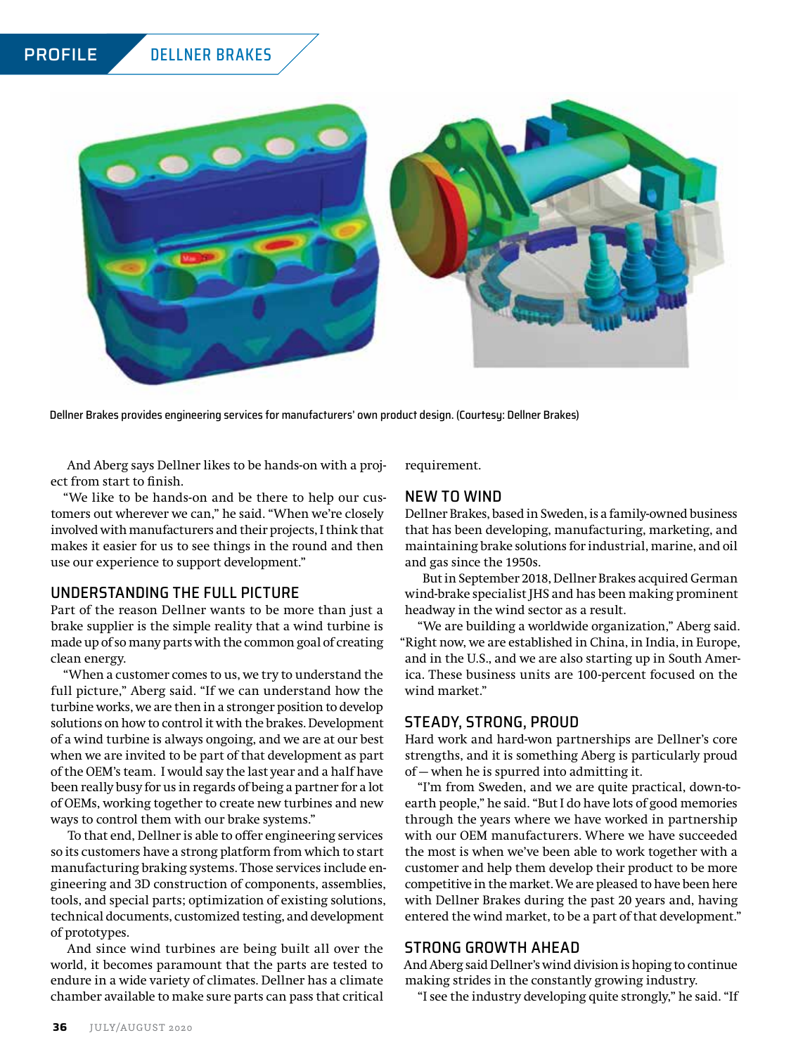Dellner Brakes provides engineering services for manufacturers' own product design. (Courtesy: Dellner Brakes)

And Aberg says Dellner likes to be hands-on with a project from start to finish.

"We like to be hands-on and be there to help our customers out wherever we can," he said. "When we're closely involved with manufacturers and their projects, I think that makes it easier for us to see things in the round and then use our experience to support development."

## UNDERSTANDING THE FULL PICTURE

Part of the reason Dellner wants to be more than just a brake supplier is the simple reality that a wind turbine is made up of so many parts with the common goal of creating clean energy.

"When a customer comes to us, we try to understand the full picture," Aberg said. "If we can understand how the turbine works, we are then in a stronger position to develop solutions on how to control it with the brakes. Development of a wind turbine is always ongoing, and we are at our best when we are invited to be part of that development as part of the OEM's team. I would say the last year and a half have been really busy for us in regards of being a partner for a lot of OEMs, working together to create new turbines and new ways to control them with our brake systems."

To that end, Dellner is able to offer engineering services so its customers have a strong platform from which to start manufacturing braking systems. Those services include engineering and 3D construction of components, assemblies, tools, and special parts; optimization of existing solutions, technical documents, customized testing, and development of prototypes.

And since wind turbines are being built all over the world, it becomes paramount that the parts are tested to endure in a wide variety of climates. Dellner has a climate chamber available to make sure parts can pass that critical requirement.

## NEW TO WIND

Dellner Brakes, based in Sweden, is a family-owned business that has been developing, manufacturing, marketing, and maintaining brake solutions for industrial, marine, and oil and gas since the 1950s.

But in September 2018, Dellner Brakes acquired German wind-brake specialist JHS and has been making prominent headway in the wind sector as a result.

"We are building a worldwide organization," Aberg said. "Right now, we are established in China, in India, in Europe, and in the U.S., and we are also starting up in South America. These business units are 100-percent focused on the wind market."

## STEADY, STRONG, PROUD

Hard work and hard-won partnerships are Dellner's core strengths, and it is something Aberg is particularly proud of — when he is spurred into admitting it.

"I'm from Sweden, and we are quite practical, down-to-earth people," he said. "But I do have lots of good memories through the years where we have worked in partnership with our OEM manufacturers. Where we have succeeded the most is when we've been able to work together with a customer and help them develop their product to be more competitive in the market. We are pleased to have been here with Dellner Brakes during the past 20 years and, having entered the wind market, to be a part of that development."

## STRONG GROWTH AHEAD

And Aberg said Dellner's wind division is hoping to continue making strides in the constantly growing industry.

"I see the industry developing quite strongly," he said. "If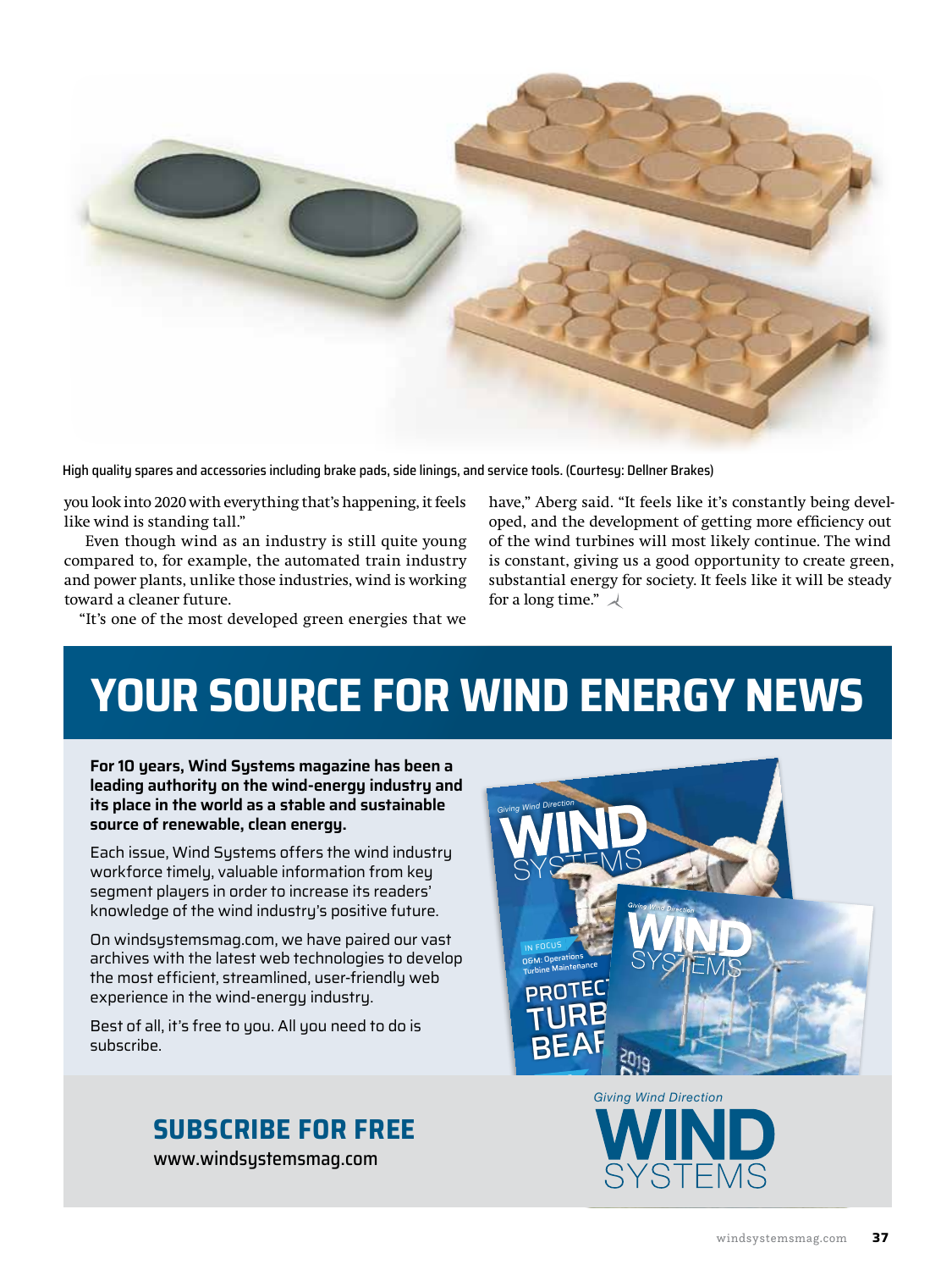High quality spares and accessories including brake pads, side linings, and service tools. (Courtesy: Dellner Brakes)

you look into 2020 with everything that's happening, it feels like wind is standing tall."

Even though wind as an industry is still quite young compared to, for example, the automated train industry and power plants, unlike those industries, wind is working toward a cleaner future.

"It's one of the most developed green energies that we have," Aberg said. "It feels like it's constantly being developed, and the development of getting more efficiency out of the wind turbines will most likely continue. The wind is constant, giving us a good opportunity to create green, substantial energy for society. It feels like it will be steady for a long time."

# YOUR SOURCE FOR WIND ENERGY NEWS

**For 10 years, Wind Systems magazine has been a leading authority on the wind-energy industry and its place in the world as a stable and sustainable source of renewable, clean energy.**

Each issue, Wind Systems offers the wind industry workforce timely, valuable information from key segment players in order to increase its readers' knowledge of the wind industry's positive future.

On windsystemsmag.com, we have paired our vast archives with the latest web technologies to develop the most efficient, streamlined, user-friendly web experience in the wind-energy industry.

Best of all, it's free to you. All you need to do is subscribe.

## SUBSCRIBE FOR FREE

www.windsystemsmag.com

*Giving Wind Direction*

WIND SYSTEMS